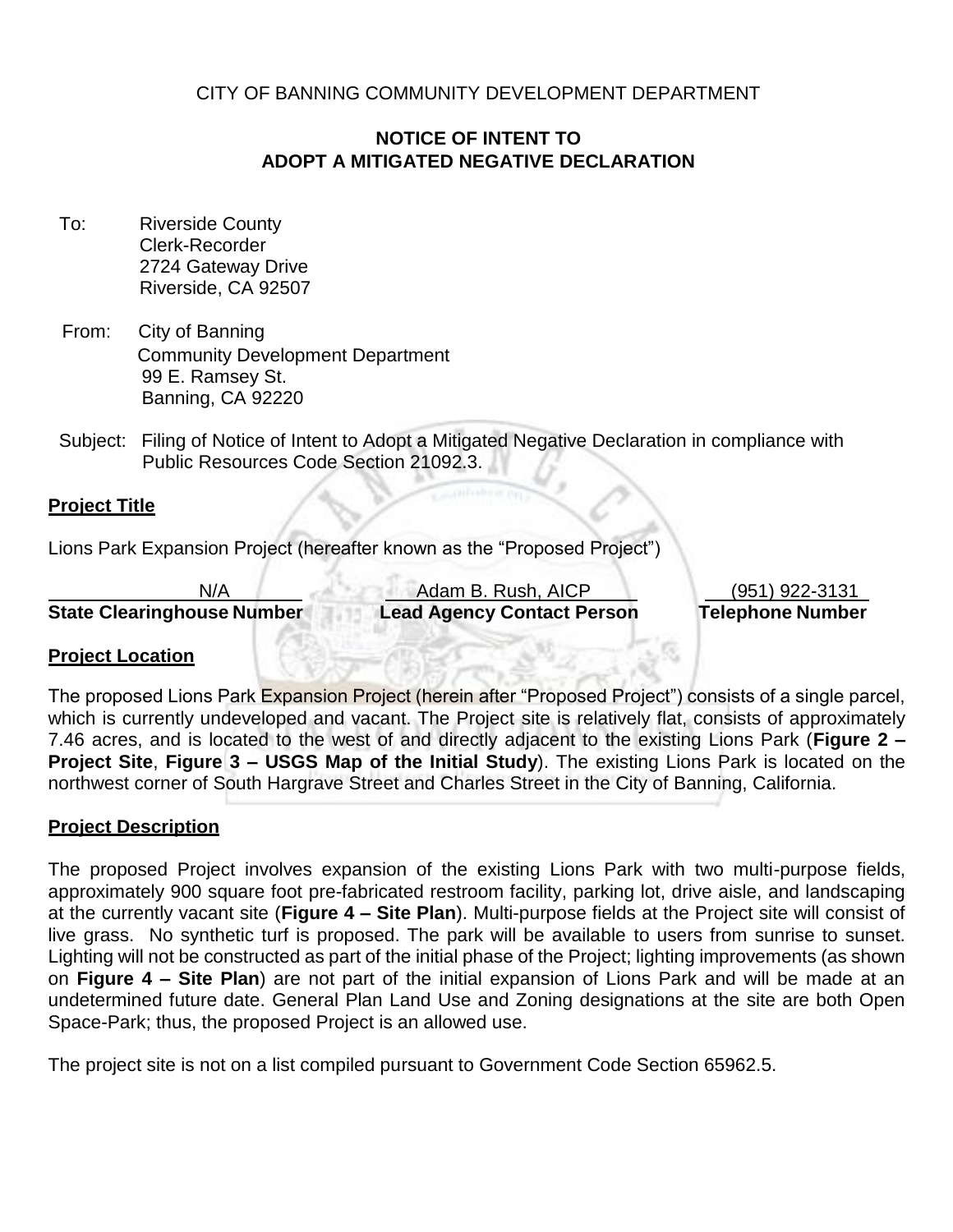CITY OF BANNING COMMUNITY DEVELOPMENT DEPARTMENT

# NOTICE OF INTENT TO ADOPT A MITIGATED NEGATIVE DECLARATION

To: Riverside County
Clerk-Recorder
2724 Gateway Drive
Riverside, CA 92507

From: City of Banning
Community Development Department
99 E. Ramsey St.
Banning, CA 92220

Subject: Filing of Notice of Intent to Adopt a Mitigated Negative Declaration in compliance with Public Resources Code Section 21092.3.

## Project Title

Lions Park Expansion Project (hereafter known as the "Proposed Project")

| N/A | Adam B. Rush, AICP | (951) 922-3131 |
|---|---|---|
| **State Clearinghouse Number** | **Lead Agency Contact Person** | **Telephone Number** |

## Project Location

The proposed Lions Park Expansion Project (herein after "Proposed Project") consists of a single parcel, which is currently undeveloped and vacant. The Project site is relatively flat, consists of approximately 7.46 acres, and is located to the west of and directly adjacent to the existing Lions Park (**Figure 2 – Project Site**, **Figure 3 – USGS Map of the Initial Study**). The existing Lions Park is located on the northwest corner of South Hargrave Street and Charles Street in the City of Banning, California.

## Project Description

The proposed Project involves expansion of the existing Lions Park with two multi-purpose fields, approximately 900 square foot pre-fabricated restroom facility, parking lot, drive aisle, and landscaping at the currently vacant site (**Figure 4 – Site Plan**). Multi-purpose fields at the Project site will consist of live grass. No synthetic turf is proposed. The park will be available to users from sunrise to sunset. Lighting will not be constructed as part of the initial phase of the Project; lighting improvements (as shown on **Figure 4 – Site Plan**) are not part of the initial expansion of Lions Park and will be made at an undetermined future date. General Plan Land Use and Zoning designations at the site are both Open Space-Park; thus, the proposed Project is an allowed use.

The project site is not on a list compiled pursuant to Government Code Section 65962.5.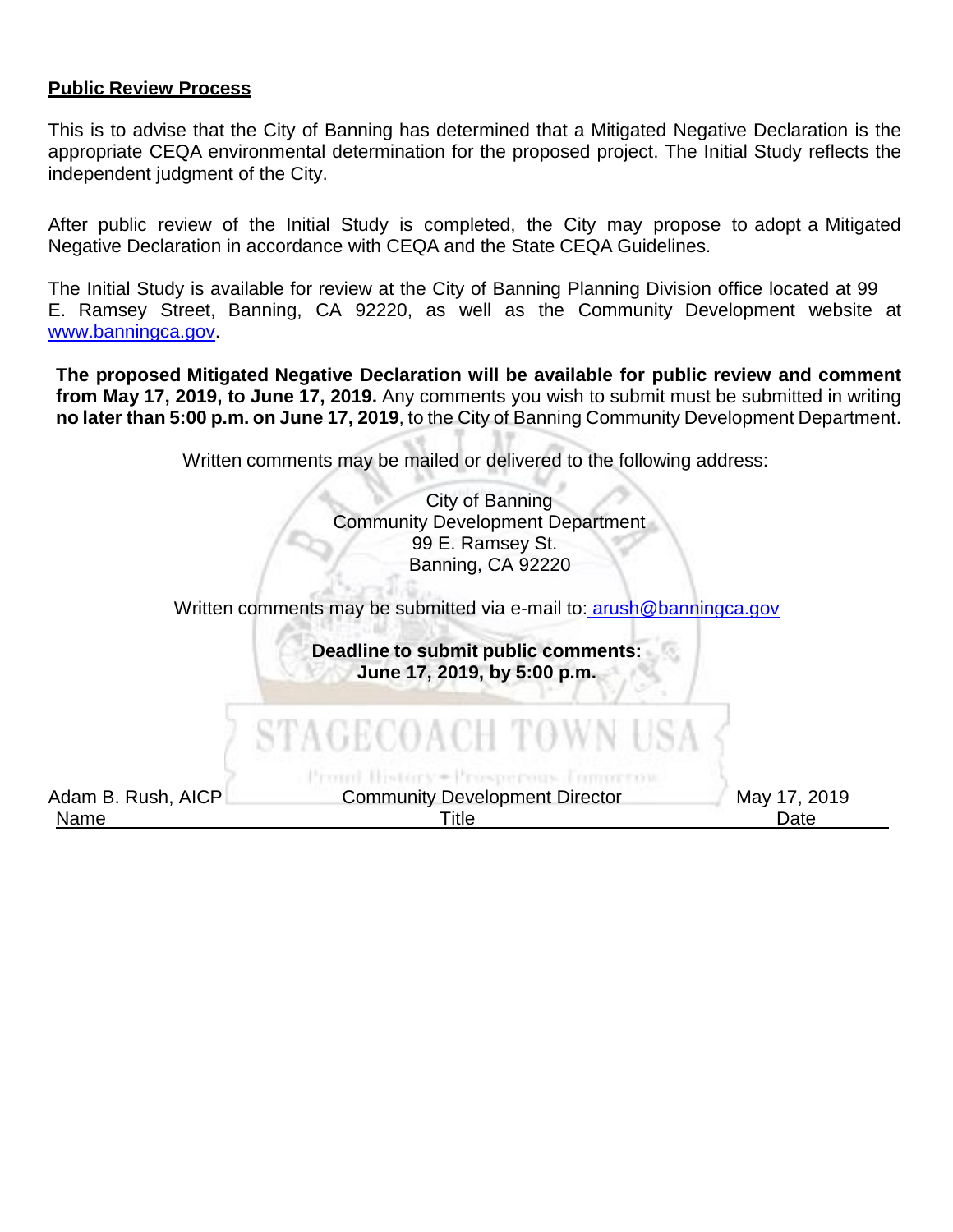**Public Review Process**

This is to advise that the City of Banning has determined that a Mitigated Negative Declaration is the appropriate CEQA environmental determination for the proposed project. The Initial Study reflects the independent judgment of the City.

After public review of the Initial Study is completed, the City may propose to adopt a Mitigated Negative Declaration in accordance with CEQA and the State CEQA Guidelines.

The Initial Study is available for review at the City of Banning Planning Division office located at 99 E. Ramsey Street, Banning, CA 92220, as well as the Community Development website at www.banningca.gov.

**The proposed Mitigated Negative Declaration will be available for public review and comment from May 17, 2019, to June 17, 2019.** Any comments you wish to submit must be submitted in writing **no later than 5:00 p.m. on June 17, 2019**, to the City of Banning Community Development Department.

Written comments may be mailed or delivered to the following address:

City of Banning
Community Development Department
99 E. Ramsey St.
Banning, CA 92220

Written comments may be submitted via e-mail to: arush@banningca.gov

**Deadline to submit public comments:**
**June 17, 2019, by 5:00 p.m.**

STAGECOACH TOWN USA
Proud History • Prosperous Tomorrow

| Name | Title | Date |
|---|---|---|
| Adam B. Rush, AICP | Community Development Director | May 17, 2019 |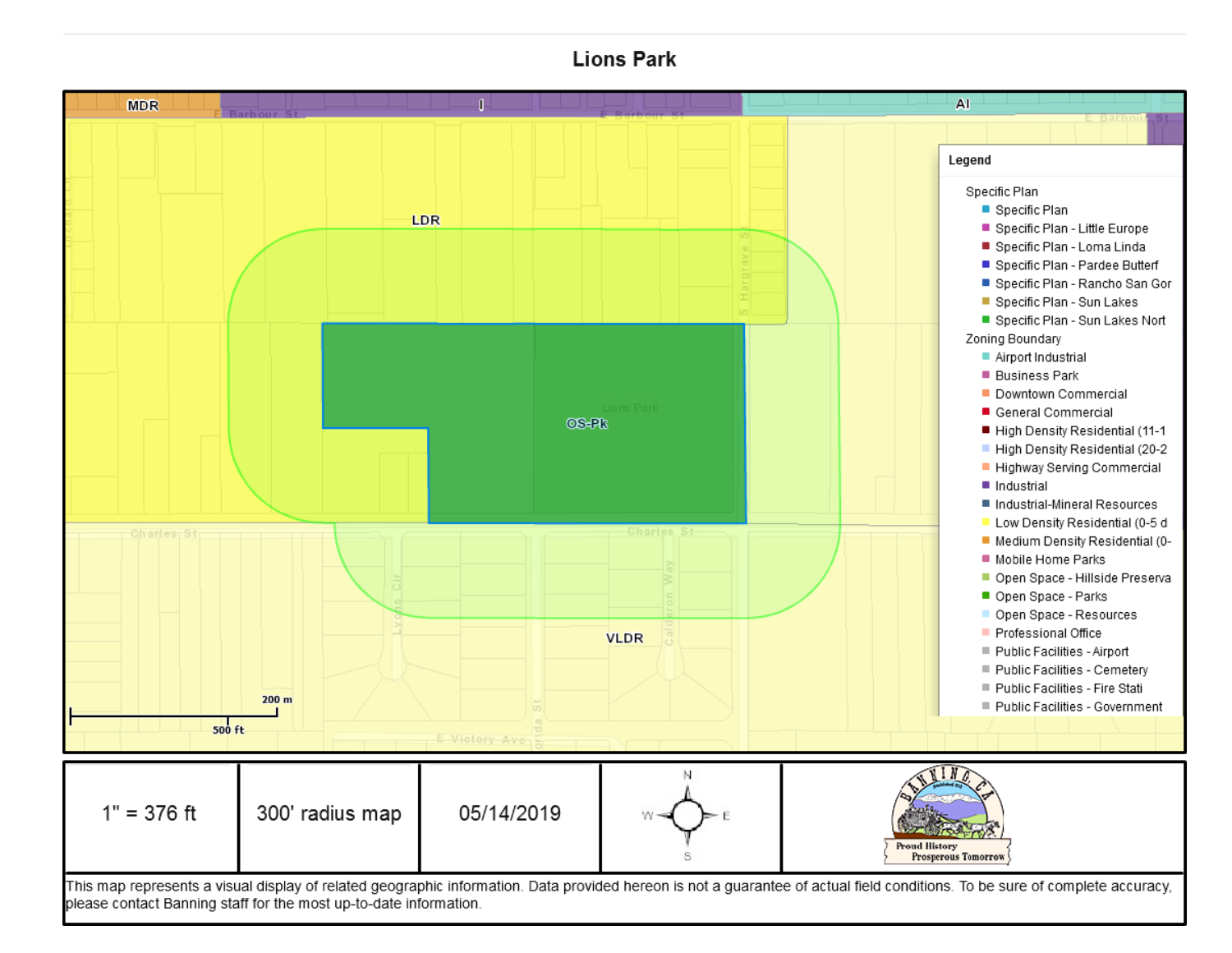# Lions Park

MDR

E Barbour St

I

E Barbour St

AI

E Barbour St

LDR

S Hargrave St

Lions Park

OS-Pk

Charles St

Charles St

Lyons Cir

Calderon Way

VLDR

Florida St

E Victory Ave

200 m

500 ft

Legend

Specific Plan
- Specific Plan
- Specific Plan - Little Europe
- Specific Plan - Loma Linda
- Specific Plan - Pardee Butterf
- Specific Plan - Rancho San Gor
- Specific Plan - Sun Lakes
- Specific Plan - Sun Lakes Nort

Zoning Boundary
- Airport Industrial
- Business Park
- Downtown Commercial
- General Commercial
- High Density Residential (11-1
- High Density Residential (20-2
- Highway Serving Commercial
- Industrial
- Industrial-Mineral Resources
- Low Density Residential (0-5 d
- Medium Density Residential (0-
- Mobile Home Parks
- Open Space - Hillside Preserva
- Open Space - Parks
- Open Space - Resources
- Professional Office
- Public Facilities - Airport
- Public Facilities - Cemetery
- Public Facilities - Fire Stati
- Public Facilities - Government

| | | | | |
|---|---|---|---|---|
| 1" = 376 ft | 300' radius map | 05/14/2019 | N W E S | Banning, CA — Proud History Prosperous Tomorrow |

This map represents a visual display of related geographic information. Data provided hereon is not a guarantee of actual field conditions. To be sure of complete accuracy, please contact Banning staff for the most up-to-date information.